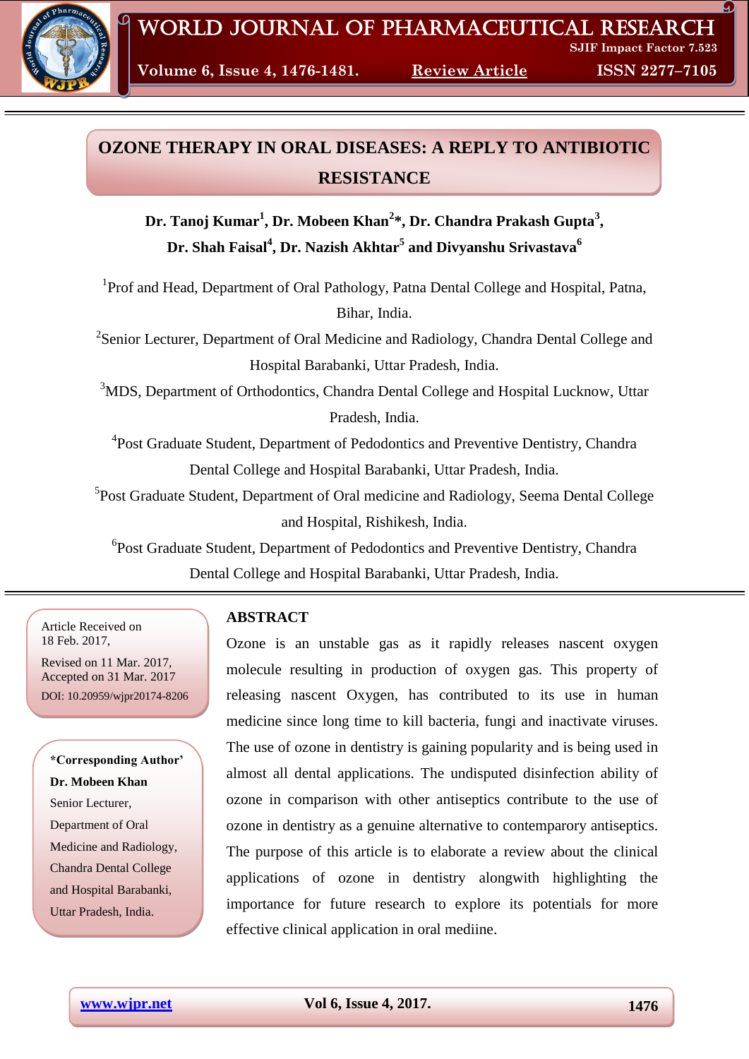# OZONE THERAPY IN ORAL DISEASES: A REPLY TO ANTIBIOTIC RESISTANCE

**Dr. Tanoj Kumar[1], Dr. Mobeen Khan[2]*, Dr. Chandra Prakash Gupta[3], Dr. Shah Faisal[4], Dr. Nazish Akhtar[5] and Divyanshu Srivastava[6]**

[1]Prof and Head, Department of Oral Pathology, Patna Dental College and Hospital, Patna, Bihar, India.

[2]Senior Lecturer, Department of Oral Medicine and Radiology, Chandra Dental College and Hospital Barabanki, Uttar Pradesh, India.

[3]MDS, Department of Orthodontics, Chandra Dental College and Hospital Lucknow, Uttar Pradesh, India.

[4]Post Graduate Student, Department of Pedodontics and Preventive Dentistry, Chandra Dental College and Hospital Barabanki, Uttar Pradesh, India.

[5]Post Graduate Student, Department of Oral medicine and Radiology, Seema Dental College and Hospital, Rishikesh, India.

[6]Post Graduate Student, Department of Pedodontics and Preventive Dentistry, Chandra Dental College and Hospital Barabanki, Uttar Pradesh, India.

Article Received on 18 Feb. 2017,
Revised on 11 Mar. 2017,
Accepted on 31 Mar. 2017
DOI: 10.20959/wjpr20174-8206

**\*Corresponding Author'**
**Dr. Mobeen Khan**
Senior Lecturer,
Department of Oral Medicine and Radiology,
Chandra Dental College and Hospital Barabanki,
Uttar Pradesh, India.

## ABSTRACT

Ozone is an unstable gas as it rapidly releases nascent oxygen molecule resulting in production of oxygen gas. This property of releasing nascent Oxygen, has contributed to its use in human medicine since long time to kill bacteria, fungi and inactivate viruses. The use of ozone in dentistry is gaining popularity and is being used in almost all dental applications. The undisputed disinfection ability of ozone in comparison with other antiseptics contribute to the use of ozone in dentistry as a genuine alternative to contemparory antiseptics. The purpose of this article is to elaborate a review about the clinical applications of ozone in dentistry alongwith highlighting the importance for future research to explore its potentials for more effective clinical application in oral mediine.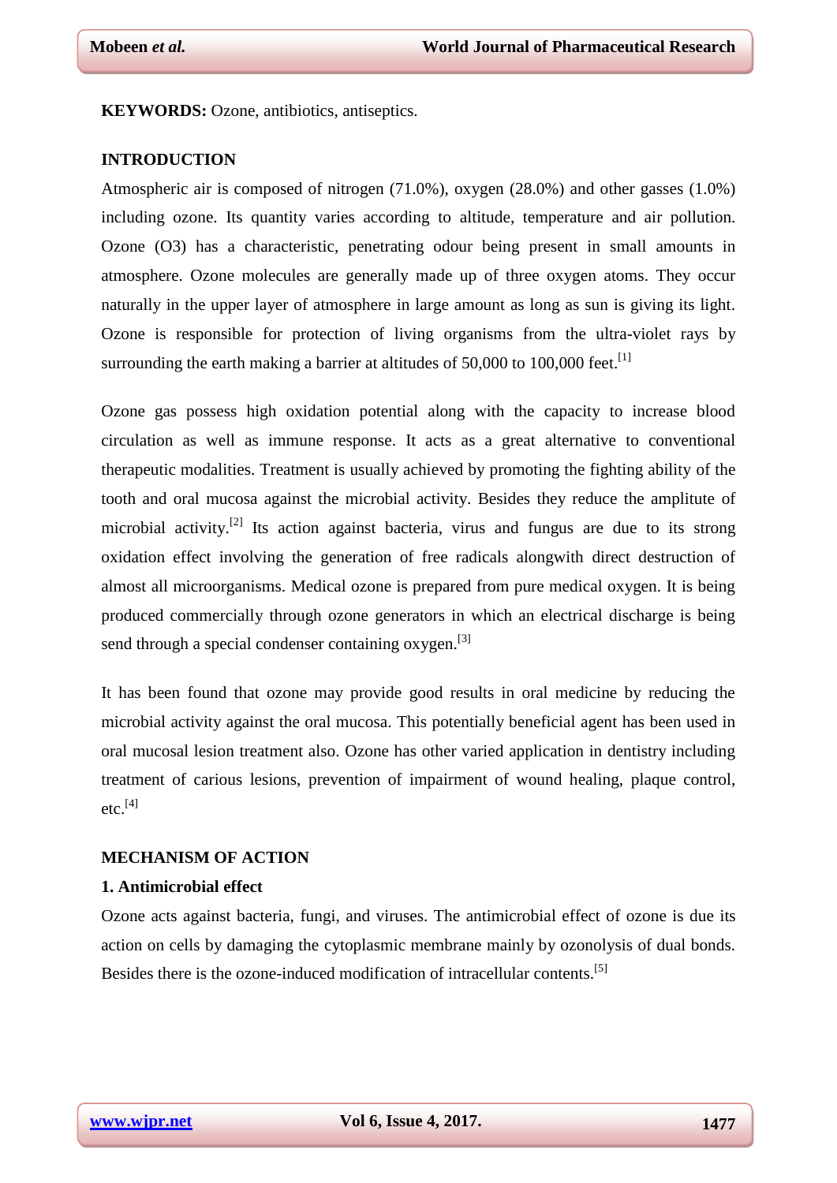**KEYWORDS:** Ozone, antibiotics, antiseptics.

## INTRODUCTION

Atmospheric air is composed of nitrogen (71.0%), oxygen (28.0%) and other gasses (1.0%) including ozone. Its quantity varies according to altitude, temperature and air pollution. Ozone (O3) has a characteristic, penetrating odour being present in small amounts in atmosphere. Ozone molecules are generally made up of three oxygen atoms. They occur naturally in the upper layer of atmosphere in large amount as long as sun is giving its light. Ozone is responsible for protection of living organisms from the ultra-violet rays by surrounding the earth making a barrier at altitudes of 50,000 to 100,000 feet.[1]

Ozone gas possess high oxidation potential along with the capacity to increase blood circulation as well as immune response. It acts as a great alternative to conventional therapeutic modalities. Treatment is usually achieved by promoting the fighting ability of the tooth and oral mucosa against the microbial activity. Besides they reduce the amplitute of microbial activity.[2] Its action against bacteria, virus and fungus are due to its strong oxidation effect involving the generation of free radicals alongwith direct destruction of almost all microorganisms. Medical ozone is prepared from pure medical oxygen. It is being produced commercially through ozone generators in which an electrical discharge is being send through a special condenser containing oxygen.[3]

It has been found that ozone may provide good results in oral medicine by reducing the microbial activity against the oral mucosa. This potentially beneficial agent has been used in oral mucosal lesion treatment also. Ozone has other varied application in dentistry including treatment of carious lesions, prevention of impairment of wound healing, plaque control, etc.[4]

## MECHANISM OF ACTION

### 1. Antimicrobial effect

Ozone acts against bacteria, fungi, and viruses. The antimicrobial effect of ozone is due its action on cells by damaging the cytoplasmic membrane mainly by ozonolysis of dual bonds. Besides there is the ozone-induced modification of intracellular contents.[5]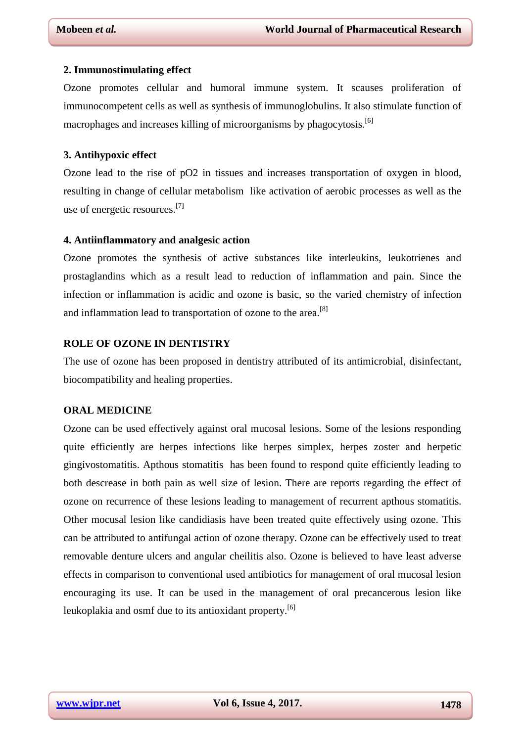**2. Immunostimulating effect**

Ozone promotes cellular and humoral immune system. It scauses proliferation of immunocompetent cells as well as synthesis of immunoglobulins. It also stimulate function of macrophages and increases killing of microorganisms by phagocytosis.[6]

**3. Antihypoxic effect**

Ozone lead to the rise of pO2 in tissues and increases transportation of oxygen in blood, resulting in change of cellular metabolism like activation of aerobic processes as well as the use of energetic resources.[7]

**4. Antiinflammatory and analgesic action**

Ozone promotes the synthesis of active substances like interleukins, leukotrienes and prostaglandins which as a result lead to reduction of inflammation and pain. Since the infection or inflammation is acidic and ozone is basic, so the varied chemistry of infection and inflammation lead to transportation of ozone to the area.[8]

## ROLE OF OZONE IN DENTISTRY

The use of ozone has been proposed in dentistry attributed of its antimicrobial, disinfectant, biocompatibility and healing properties.

## ORAL MEDICINE

Ozone can be used effectively against oral mucosal lesions. Some of the lesions responding quite efficiently are herpes infections like herpes simplex, herpes zoster and herpetic gingivostomatitis. Apthous stomatitis has been found to respond quite efficiently leading to both descrease in both pain as well size of lesion. There are reports regarding the effect of ozone on recurrence of these lesions leading to management of recurrent apthous stomatitis. Other mocusal lesion like candidiasis have been treated quite effectively using ozone. This can be attributed to antifungal action of ozone therapy. Ozone can be effectively used to treat removable denture ulcers and angular cheilitis also. Ozone is believed to have least adverse effects in comparison to conventional used antibiotics for management of oral mucosal lesion encouraging its use. It can be used in the management of oral precancerous lesion like leukoplakia and osmf due to its antioxidant property.[6]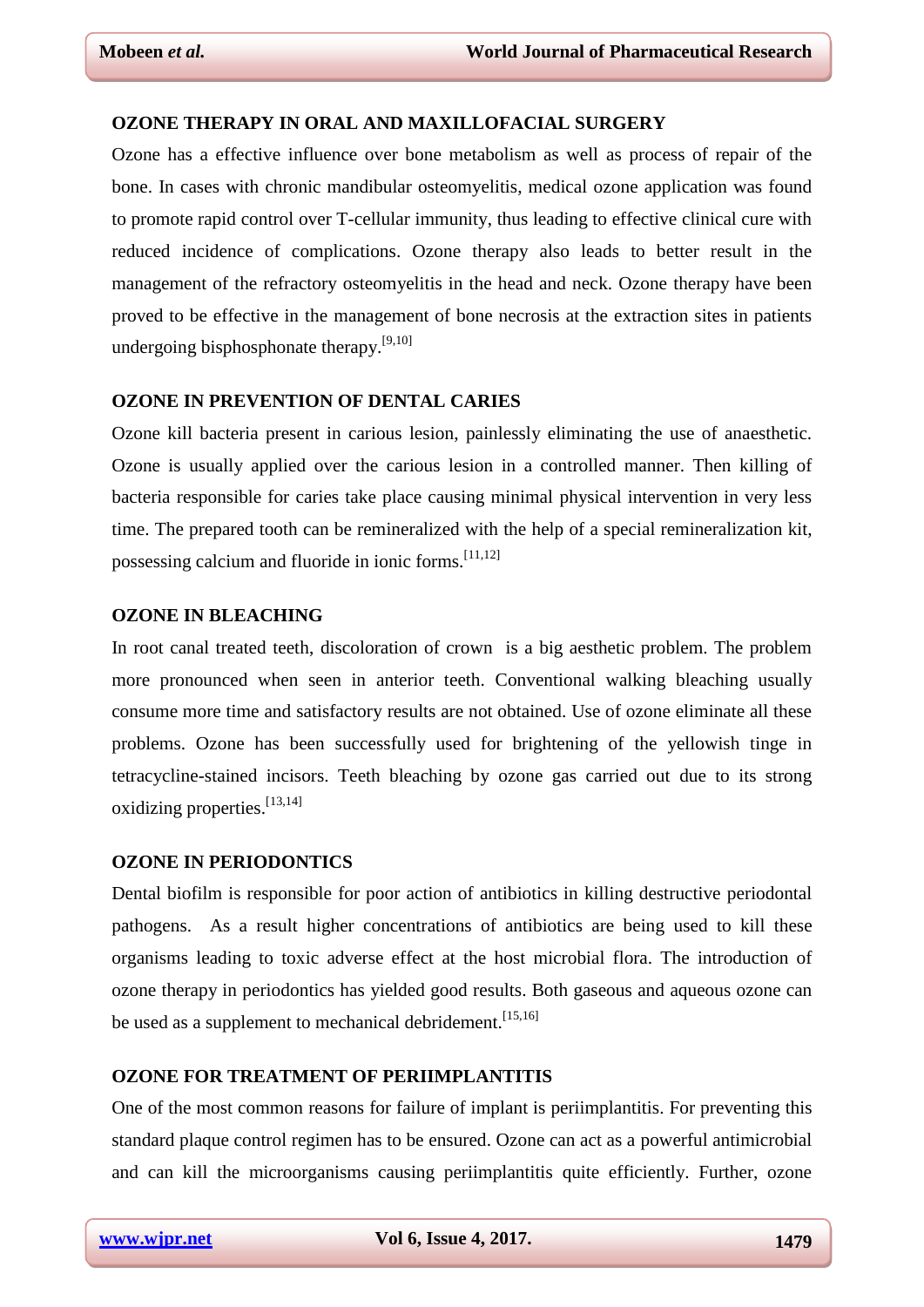## OZONE THERAPY IN ORAL AND MAXILLOFACIAL SURGERY

Ozone has a effective influence over bone metabolism as well as process of repair of the bone. In cases with chronic mandibular osteomyelitis, medical ozone application was found to promote rapid control over T-cellular immunity, thus leading to effective clinical cure with reduced incidence of complications. Ozone therapy also leads to better result in the management of the refractory osteomyelitis in the head and neck. Ozone therapy have been proved to be effective in the management of bone necrosis at the extraction sites in patients undergoing bisphosphonate therapy.[9,10]

## OZONE IN PREVENTION OF DENTAL CARIES

Ozone kill bacteria present in carious lesion, painlessly eliminating the use of anaesthetic. Ozone is usually applied over the carious lesion in a controlled manner. Then killing of bacteria responsible for caries take place causing minimal physical intervention in very less time. The prepared tooth can be remineralized with the help of a special remineralization kit, possessing calcium and fluoride in ionic forms.[11,12]

## OZONE IN BLEACHING

In root canal treated teeth, discoloration of crown is a big aesthetic problem. The problem more pronounced when seen in anterior teeth. Conventional walking bleaching usually consume more time and satisfactory results are not obtained. Use of ozone eliminate all these problems. Ozone has been successfully used for brightening of the yellowish tinge in tetracycline-stained incisors. Teeth bleaching by ozone gas carried out due to its strong oxidizing properties.[13,14]

## OZONE IN PERIODONTICS

Dental biofilm is responsible for poor action of antibiotics in killing destructive periodontal pathogens. As a result higher concentrations of antibiotics are being used to kill these organisms leading to toxic adverse effect at the host microbial flora. The introduction of ozone therapy in periodontics has yielded good results. Both gaseous and aqueous ozone can be used as a supplement to mechanical debridement.[15,16]

## OZONE FOR TREATMENT OF PERIIMPLANTITIS

One of the most common reasons for failure of implant is periimplantitis. For preventing this standard plaque control regimen has to be ensured. Ozone can act as a powerful antimicrobial and can kill the microorganisms causing periimplantitis quite efficiently. Further, ozone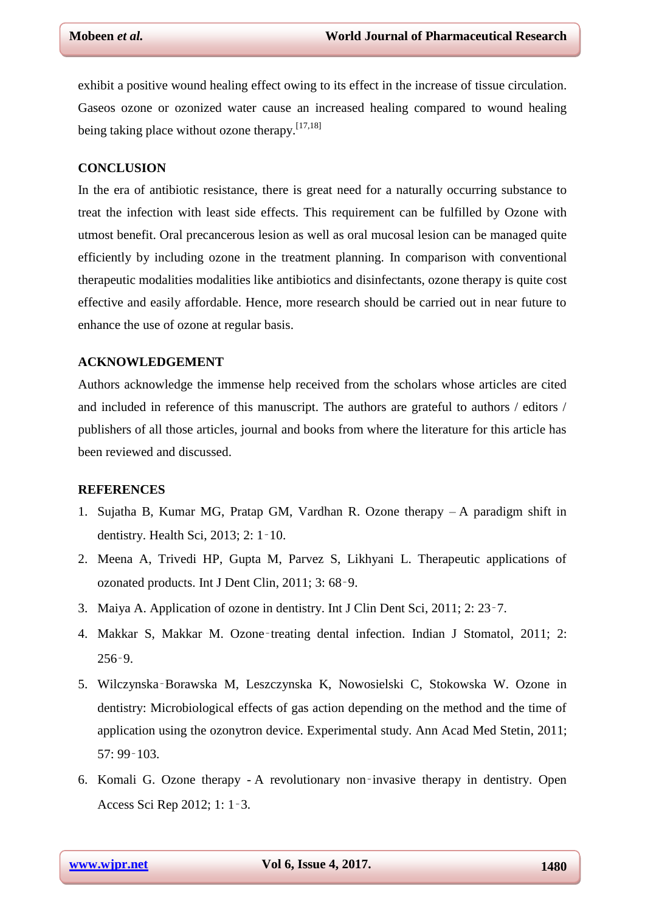exhibit a positive wound healing effect owing to its effect in the increase of tissue circulation. Gaseos ozone or ozonized water cause an increased healing compared to wound healing being taking place without ozone therapy.[17,18]

## CONCLUSION

In the era of antibiotic resistance, there is great need for a naturally occurring substance to treat the infection with least side effects. This requirement can be fulfilled by Ozone with utmost benefit. Oral precancerous lesion as well as oral mucosal lesion can be managed quite efficiently by including ozone in the treatment planning. In comparison with conventional therapeutic modalities modalities like antibiotics and disinfectants, ozone therapy is quite cost effective and easily affordable. Hence, more research should be carried out in near future to enhance the use of ozone at regular basis.

## ACKNOWLEDGEMENT

Authors acknowledge the immense help received from the scholars whose articles are cited and included in reference of this manuscript. The authors are grateful to authors / editors / publishers of all those articles, journal and books from where the literature for this article has been reviewed and discussed.

## REFERENCES

1. Sujatha B, Kumar MG, Pratap GM, Vardhan R. Ozone therapy – A paradigm shift in dentistry. Health Sci, 2013; 2: 1‑10.
2. Meena A, Trivedi HP, Gupta M, Parvez S, Likhyani L. Therapeutic applications of ozonated products. Int J Dent Clin, 2011; 3: 68‑9.
3. Maiya A. Application of ozone in dentistry. Int J Clin Dent Sci, 2011; 2: 23‑7.
4. Makkar S, Makkar M. Ozone‑treating dental infection. Indian J Stomatol, 2011; 2: 256‑9.
5. Wilczynska‑Borawska M, Leszczynska K, Nowosielski C, Stokowska W. Ozone in dentistry: Microbiological effects of gas action depending on the method and the time of application using the ozonytron device. Experimental study. Ann Acad Med Stetin, 2011; 57: 99‑103.
6. Komali G. Ozone therapy - A revolutionary non‑invasive therapy in dentistry. Open Access Sci Rep 2012; 1: 1‑3.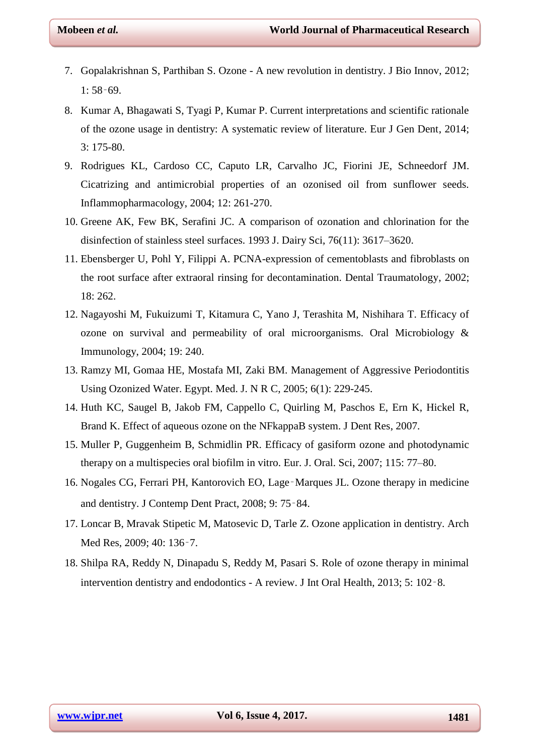7. Gopalakrishnan S, Parthiban S. Ozone - A new revolution in dentistry. J Bio Innov, 2012; 1: 58‑69.
8. Kumar A, Bhagawati S, Tyagi P, Kumar P. Current interpretations and scientific rationale of the ozone usage in dentistry: A systematic review of literature. Eur J Gen Dent, 2014; 3: 175-80.
9. Rodrigues KL, Cardoso CC, Caputo LR, Carvalho JC, Fiorini JE, Schneedorf JM. Cicatrizing and antimicrobial properties of an ozonised oil from sunflower seeds. Inflammopharmacology, 2004; 12: 261-270.
10. Greene AK, Few BK, Serafini JC. A comparison of ozonation and chlorination for the disinfection of stainless steel surfaces. 1993 J. Dairy Sci, 76(11): 3617–3620.
11. Ebensberger U, Pohl Y, Filippi A. PCNA-expression of cementoblasts and fibroblasts on the root surface after extraoral rinsing for decontamination. Dental Traumatology, 2002; 18: 262.
12. Nagayoshi M, Fukuizumi T, Kitamura C, Yano J, Terashita M, Nishihara T. Efficacy of ozone on survival and permeability of oral microorganisms. Oral Microbiology & Immunology, 2004; 19: 240.
13. Ramzy MI, Gomaa HE, Mostafa MI, Zaki BM. Management of Aggressive Periodontitis Using Ozonized Water. Egypt. Med. J. N R C, 2005; 6(1): 229-245.
14. Huth KC, Saugel B, Jakob FM, Cappello C, Quirling M, Paschos E, Ern K, Hickel R, Brand K. Effect of aqueous ozone on the NFkappaB system. J Dent Res, 2007.
15. Muller P, Guggenheim B, Schmidlin PR. Efficacy of gasiform ozone and photodynamic therapy on a multispecies oral biofilm in vitro. Eur. J. Oral. Sci, 2007; 115: 77–80.
16. Nogales CG, Ferrari PH, Kantorovich EO, Lage‑Marques JL. Ozone therapy in medicine and dentistry. J Contemp Dent Pract, 2008; 9: 75‑84.
17. Loncar B, Mravak Stipetic M, Matosevic D, Tarle Z. Ozone application in dentistry. Arch Med Res, 2009; 40: 136‑7.
18. Shilpa RA, Reddy N, Dinapadu S, Reddy M, Pasari S. Role of ozone therapy in minimal intervention dentistry and endodontics - A review. J Int Oral Health, 2013; 5: 102‑8.